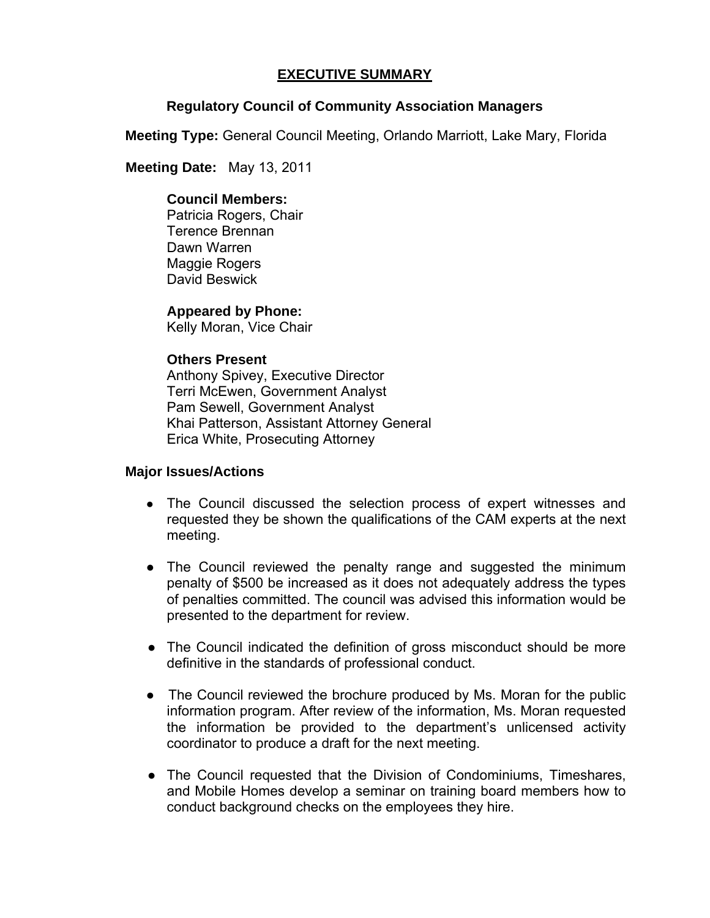# **EXECUTIVE SUMMARY**

## Regulatory Council of Community Association Managers

**Meeting Type:** General Council Meeting, Orlando Marriott, Lake Mary, Florida

**Meeting Date:** May 13, 2011

**Council Members:**
Patricia Rogers, Chair
Terence Brennan
Dawn Warren
Maggie Rogers
David Beswick

**Appeared by Phone:**
Kelly Moran, Vice Chair

**Others Present**
Anthony Spivey, Executive Director
Terri McEwen, Government Analyst
Pam Sewell, Government Analyst
Khai Patterson, Assistant Attorney General
Erica White, Prosecuting Attorney

**Major Issues/Actions**

- The Council discussed the selection process of expert witnesses and requested they be shown the qualifications of the CAM experts at the next meeting.
- The Council reviewed the penalty range and suggested the minimum penalty of $500 be increased as it does not adequately address the types of penalties committed. The council was advised this information would be presented to the department for review.
- The Council indicated the definition of gross misconduct should be more definitive in the standards of professional conduct.
- The Council reviewed the brochure produced by Ms. Moran for the public information program. After review of the information, Ms. Moran requested the information be provided to the department's unlicensed activity coordinator to produce a draft for the next meeting.
- The Council requested that the Division of Condominiums, Timeshares, and Mobile Homes develop a seminar on training board members how to conduct background checks on the employees they hire.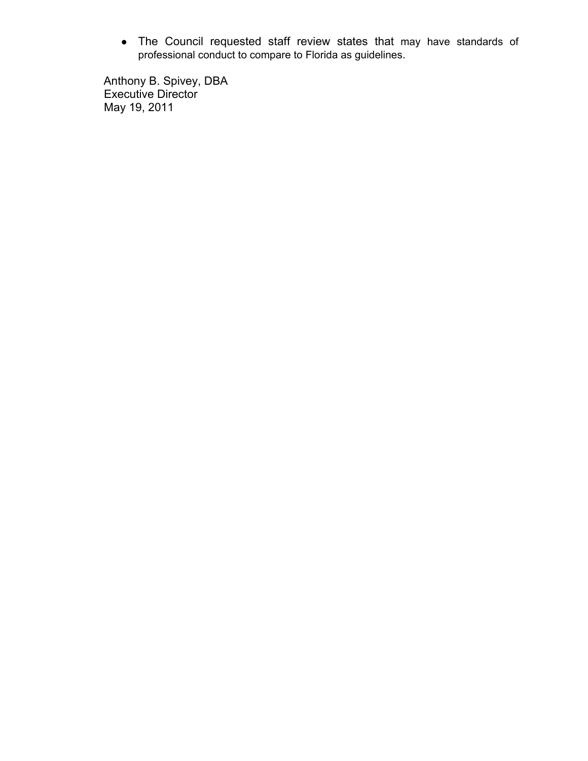- The Council requested staff review states that may have standards of professional conduct to compare to Florida as guidelines.

Anthony B. Spivey, DBA
Executive Director
May 19, 2011